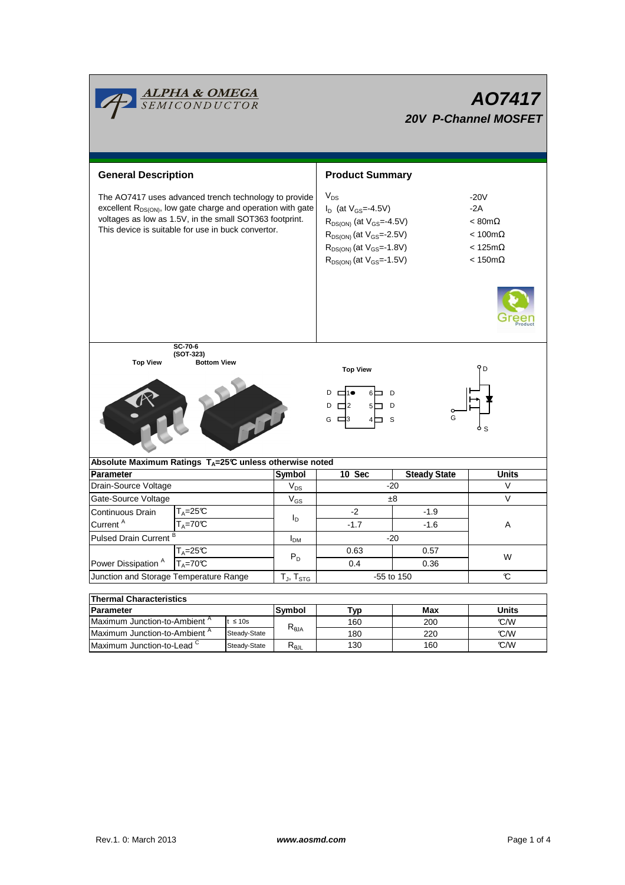# AO7417

## 20V P-Channel MOSFET

## General Description

The AO7417 uses advanced trench technology to provide excellent $R_{DS(ON)}$, low gate charge and operation with gate voltages as low as 1.5V, in the small SOT363 footprint. This device is suitable for use in buck convertor.

## Product Summary

| | |
|---|---|
| $V_{DS}$ | -20V |
| $I_D$ (at $V_{GS}$=-4.5V) | -2A |
| $R_{DS(ON)}$ (at $V_{GS}$=-4.5V) | < 80mΩ |
| $R_{DS(ON)}$ (at $V_{GS}$=-2.5V) | < 100mΩ |
| $R_{DS(ON)}$ (at $V_{GS}$=-1.8V) | < 125mΩ |
| $R_{DS(ON)}$ (at $V_{GS}$=-1.5V) | < 150mΩ |

SC-70-6 (SOT-323)

Top View | Bottom View

Top View

D 1 ● 6 D
D 2 5 D
G 3 4 S

D, G, S

## Absolute Maximum Ratings $T_A$=25°C unless otherwise noted

| Parameter | | Symbol | 10 Sec | Steady State | Units |
|---|---|---|---|---|---|
| Drain-Source Voltage | | $V_{DS}$ | -20 | | V |
| Gate-Source Voltage | | $V_{GS}$ | ±8 | | V |
| Continuous Drain Current [A] | $T_A$=25°C | $I_D$ | -2 | -1.9 | A |
| | $T_A$=70°C | | -1.7 | -1.6 | |
| Pulsed Drain Current [B] | | $I_{DM}$ | -20 | | |
| Power Dissipation [A] | $T_A$=25°C | $P_D$ | 0.63 | 0.57 | W |
| | $T_A$=70°C | | 0.4 | 0.36 | |
| Junction and Storage Temperature Range | | $T_J$, $T_{STG}$ | -55 to 150 | | °C |

## Thermal Characteristics

| Parameter | | Symbol | Typ | Max | Units |
|---|---|---|---|---|---|
| Maximum Junction-to-Ambient [A] | t ≤ 10s | $R_{\theta JA}$ | 160 | 200 | °C/W |
| Maximum Junction-to-Ambient [A] | Steady-State | | 180 | 220 | °C/W |
| Maximum Junction-to-Lead [C] | Steady-State | $R_{\theta JL}$ | 130 | 160 | °C/W |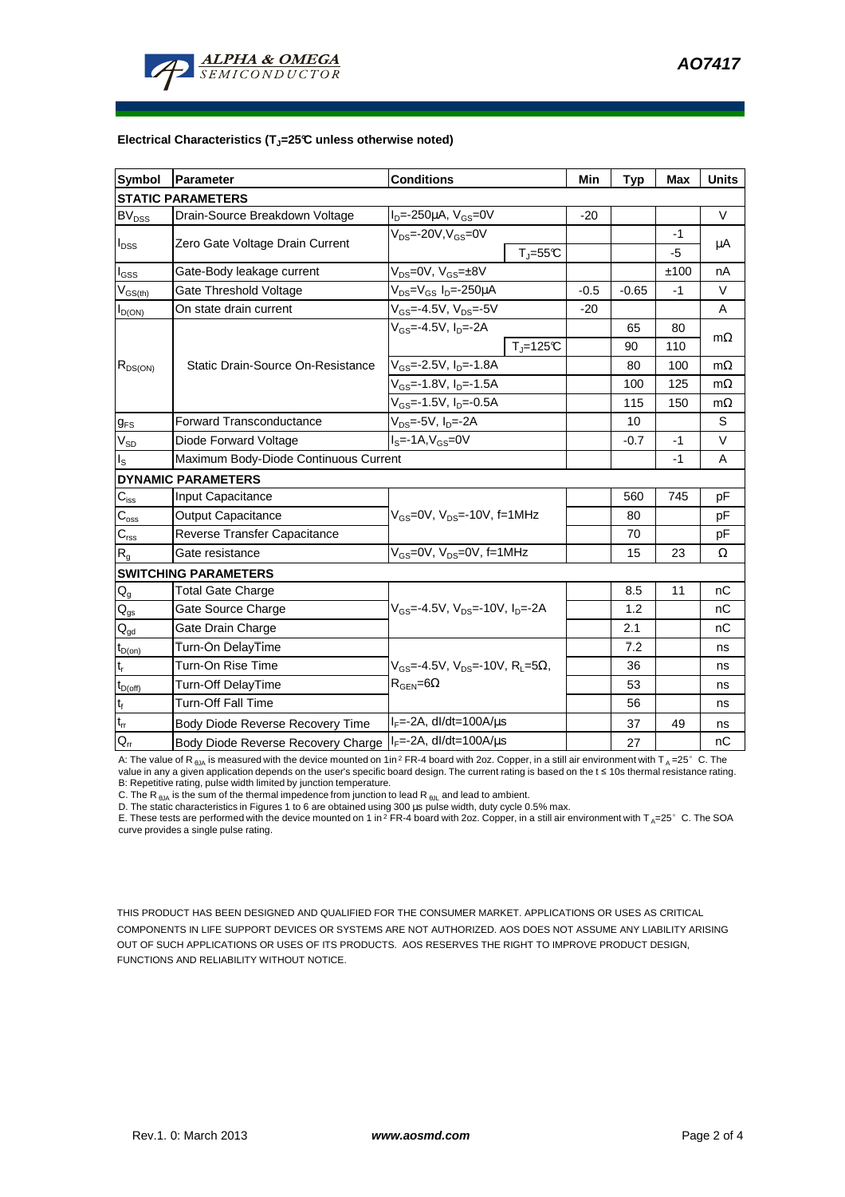**Electrical Characteristics ($T_J$=25°C unless otherwise noted)**

| Symbol | Parameter | Conditions | | Min | Typ | Max | Units |
|---|---|---|---|---|---|---|---|
| **STATIC PARAMETERS** | | | | | | | |
| $BV_{DSS}$ | Drain-Source Breakdown Voltage | $I_D$=-250µA, $V_{GS}$=0V | | -20 | | | V |
| $I_{DSS}$ | Zero Gate Voltage Drain Current | $V_{DS}$=-20V, $V_{GS}$=0V | | | | -1 | µA |
| | | | $T_J$=55°C | | | -5 | |
| $I_{GSS}$ | Gate-Body leakage current | $V_{DS}$=0V, $V_{GS}$=±8V | | | | ±100 | nA |
| $V_{GS(th)}$ | Gate Threshold Voltage | $V_{DS}$=$V_{GS}$ $I_D$=-250µA | | -0.5 | -0.65 | -1 | V |
| $I_{D(ON)}$ | On state drain current | $V_{GS}$=-4.5V, $V_{DS}$=-5V | | -20 | | | A |
| $R_{DS(ON)}$ | Static Drain-Source On-Resistance | $V_{GS}$=-4.5V, $I_D$=-2A | | | 65 | 80 | mΩ |
| | | | $T_J$=125°C | | 90 | 110 | |
| | | $V_{GS}$=-2.5V, $I_D$=-1.8A | | | 80 | 100 | mΩ |
| | | $V_{GS}$=-1.8V, $I_D$=-1.5A | | | 100 | 125 | mΩ |
| | | $V_{GS}$=-1.5V, $I_D$=-0.5A | | | 115 | 150 | mΩ |
| $g_{FS}$ | Forward Transconductance | $V_{DS}$=-5V, $I_D$=-2A | | | 10 | | S |
| $V_{SD}$ | Diode Forward Voltage | $I_S$=-1A, $V_{GS}$=0V | | | -0.7 | -1 | V |
| $I_S$ | Maximum Body-Diode Continuous Current | | | | | -1 | A |
| **DYNAMIC PARAMETERS** | | | | | | | |
| $C_{iss}$ | Input Capacitance | $V_{GS}$=0V, $V_{DS}$=-10V, f=1MHz | | | 560 | 745 | pF |
| $C_{oss}$ | Output Capacitance | | | | 80 | | pF |
| $C_{rss}$ | Reverse Transfer Capacitance | | | | 70 | | pF |
| $R_g$ | Gate resistance | $V_{GS}$=0V, $V_{DS}$=0V, f=1MHz | | | 15 | 23 | Ω |
| **SWITCHING PARAMETERS** | | | | | | | |
| $Q_g$ | Total Gate Charge | $V_{GS}$=-4.5V, $V_{DS}$=-10V, $I_D$=-2A | | | 8.5 | 11 | nC |
| $Q_{gs}$ | Gate Source Charge | | | | 1.2 | | nC |
| $Q_{gd}$ | Gate Drain Charge | | | | 2.1 | | nC |
| $t_{D(on)}$ | Turn-On DelayTime | $V_{GS}$=-4.5V, $V_{DS}$=-10V, $R_L$=5Ω, $R_{GEN}$=6Ω | | | 7.2 | | ns |
| $t_r$ | Turn-On Rise Time | | | | 36 | | ns |
| $t_{D(off)}$ | Turn-Off DelayTime | | | | 53 | | ns |
| $t_f$ | Turn-Off Fall Time | | | | 56 | | ns |
| $t_{rr}$ | Body Diode Reverse Recovery Time | $I_F$=-2A, dI/dt=100A/µs | | | 37 | 49 | ns |
| $Q_{rr}$ | Body Diode Reverse Recovery Charge | $I_F$=-2A, dI/dt=100A/µs | | | 27 | | nC |

A: The value of $R_{\theta JA}$ is measured with the device mounted on 1in² FR-4 board with 2oz. Copper, in a still air environment with $T_A$=25°C. The value in any a given application depends on the user's specific board design. The current rating is based on the t ≤ 10s thermal resistance rating.
B: Repetitive rating, pulse width limited by junction temperature.
C. The $R_{\theta JA}$ is the sum of the thermal impedence from junction to lead $R_{\theta JL}$ and lead to ambient.
D. The static characteristics in Figures 1 to 6 are obtained using 300 µs pulse width, duty cycle 0.5% max.
E. These tests are performed with the device mounted on 1 in² FR-4 board with 2oz. Copper, in a still air environment with $T_A$=25°C. The SOA curve provides a single pulse rating.

THIS PRODUCT HAS BEEN DESIGNED AND QUALIFIED FOR THE CONSUMER MARKET. APPLICATIONS OR USES AS CRITICAL COMPONENTS IN LIFE SUPPORT DEVICES OR SYSTEMS ARE NOT AUTHORIZED. AOS DOES NOT ASSUME ANY LIABILITY ARISING OUT OF SUCH APPLICATIONS OR USES OF ITS PRODUCTS. AOS RESERVES THE RIGHT TO IMPROVE PRODUCT DESIGN, FUNCTIONS AND RELIABILITY WITHOUT NOTICE.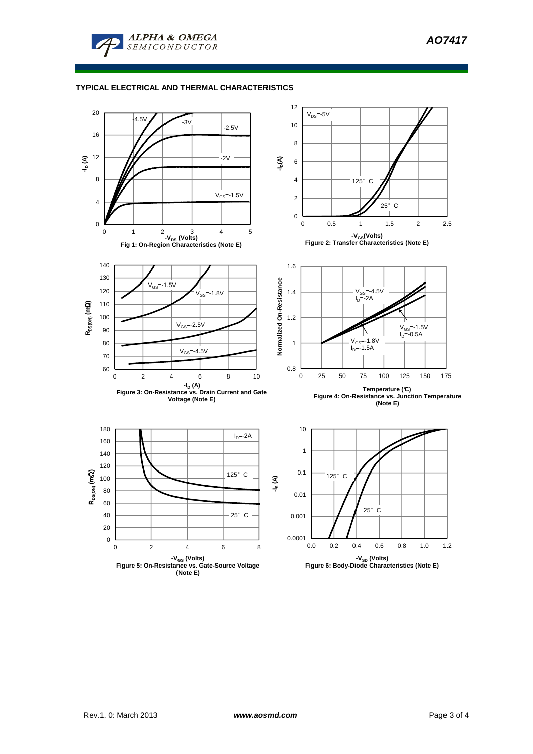## TYPICAL ELECTRICAL AND THERMAL CHARACTERISTICS

Fig 1: On-Region Characteristics (Note E)

Figure 2: Transfer Characteristics (Note E)

Figure 3: On-Resistance vs. Drain Current and Gate Voltage (Note E)

Figure 4: On-Resistance vs. Junction Temperature (Note E)

Figure 5: On-Resistance vs. Gate-Source Voltage (Note E)

Figure 6: Body-Diode Characteristics (Note E)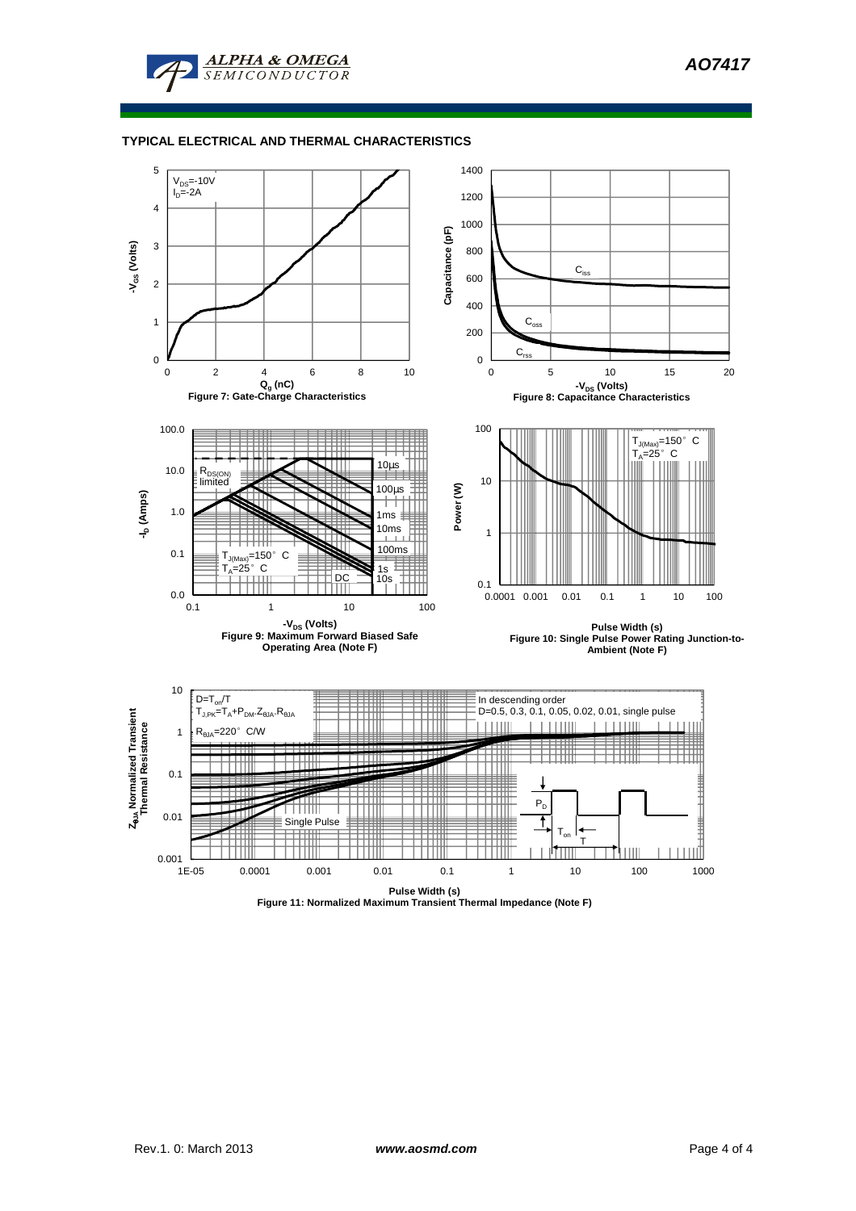## TYPICAL ELECTRICAL AND THERMAL CHARACTERISTICS

$V_{DS}$=-10V
$I_D$=-2A

$-V_{GS}$ (Volts)

$Q_g$ (nC)

Figure 7: Gate-Charge Characteristics

Capacitance (pF)

$C_{iss}$

$C_{oss}$

$C_{rss}$

$-V_{DS}$ (Volts)

Figure 8: Capacitance Characteristics

$-I_D$ (Amps)

$R_{DS(ON)}$ limited

10µs
100µs
1ms
10ms
100ms
1s
10s
DC

$T_{J(Max)}$=150° C
$T_A$=25° C

$-V_{DS}$ (Volts)

Figure 9: Maximum Forward Biased Safe Operating Area (Note F)

Power (W)

$T_{J(Max)}$=150° C
$T_A$=25° C

Pulse Width (s)

Figure 10: Single Pulse Power Rating Junction-to-Ambient (Note F)

$Z_{\theta JA}$ Normalized Transient Thermal Resistance

$D=T_{on}/T$
$T_{J,PK}=T_A+P_{DM}.Z_{\theta JA}.R_{\theta JA}$
$R_{\theta JA}$=220° C/W

In descending order
D=0.5, 0.3, 0.1, 0.05, 0.02, 0.01, single pulse

Single Pulse

$P_D$

$T_{on}$

T

Pulse Width (s)

Figure 11: Normalized Maximum Transient Thermal Impedance (Note F)